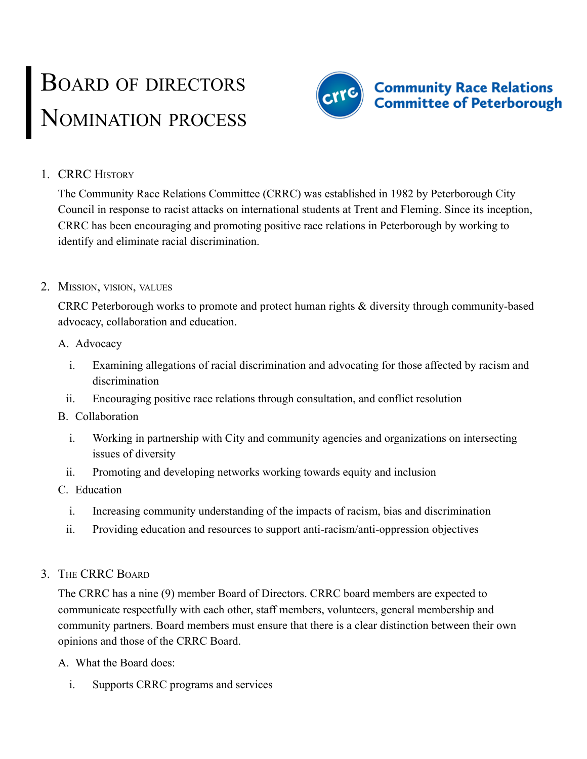# Board of directors Nomination process

Community Race Relations Committee of Peterborough

1. CRRC History

   The Community Race Relations Committee (CRRC) was established in 1982 by Peterborough City Council in response to racist attacks on international students at Trent and Fleming. Since its inception, CRRC has been encouraging and promoting positive race relations in Peterborough by working to identify and eliminate racial discrimination.

2. Mission, vision, values

   CRRC Peterborough works to promote and protect human rights & diversity through community-based advocacy, collaboration and education.

   A. Advocacy
      i. Examining allegations of racial discrimination and advocating for those affected by racism and discrimination
      ii. Encouraging positive race relations through consultation, and conflict resolution

   B. Collaboration
      i. Working in partnership with City and community agencies and organizations on intersecting issues of diversity
      ii. Promoting and developing networks working towards equity and inclusion

   C. Education
      i. Increasing community understanding of the impacts of racism, bias and discrimination
      ii. Providing education and resources to support anti-racism/anti-oppression objectives

3. The CRRC Board

   The CRRC has a nine (9) member Board of Directors. CRRC board members are expected to communicate respectfully with each other, staff members, volunteers, general membership and community partners. Board members must ensure that there is a clear distinction between their own opinions and those of the CRRC Board.

   A. What the Board does:
      i. Supports CRRC programs and services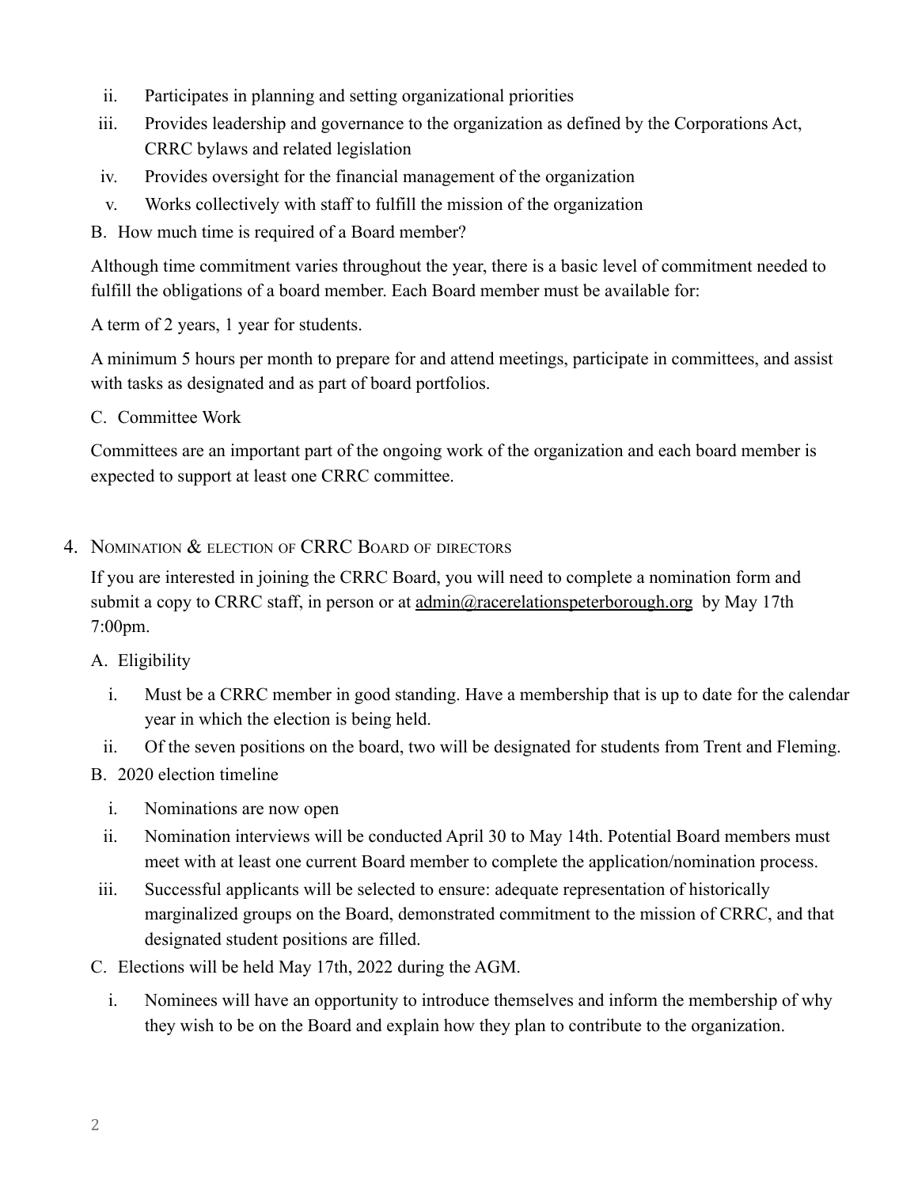ii. Participates in planning and setting organizational priorities
iii. Provides leadership and governance to the organization as defined by the Corporations Act, CRRC bylaws and related legislation
iv. Provides oversight for the financial management of the organization
v. Works collectively with staff to fulfill the mission of the organization

B. How much time is required of a Board member?

Although time commitment varies throughout the year, there is a basic level of commitment needed to fulfill the obligations of a board member. Each Board member must be available for:

A term of 2 years, 1 year for students.

A minimum 5 hours per month to prepare for and attend meetings, participate in committees, and assist with tasks as designated and as part of board portfolios.

C. Committee Work

Committees are an important part of the ongoing work of the organization and each board member is expected to support at least one CRRC committee.

## 4. Nomination & election of CRRC Board of directors

If you are interested in joining the CRRC Board, you will need to complete a nomination form and submit a copy to CRRC staff, in person or at admin@racerelationspeterborough.org by May 17th 7:00pm.

A. Eligibility

i. Must be a CRRC member in good standing. Have a membership that is up to date for the calendar year in which the election is being held.
ii. Of the seven positions on the board, two will be designated for students from Trent and Fleming.

B. 2020 election timeline

i. Nominations are now open
ii. Nomination interviews will be conducted April 30 to May 14th. Potential Board members must meet with at least one current Board member to complete the application/nomination process.
iii. Successful applicants will be selected to ensure: adequate representation of historically marginalized groups on the Board, demonstrated commitment to the mission of CRRC, and that designated student positions are filled.

C. Elections will be held May 17th, 2022 during the AGM.

i. Nominees will have an opportunity to introduce themselves and inform the membership of why they wish to be on the Board and explain how they plan to contribute to the organization.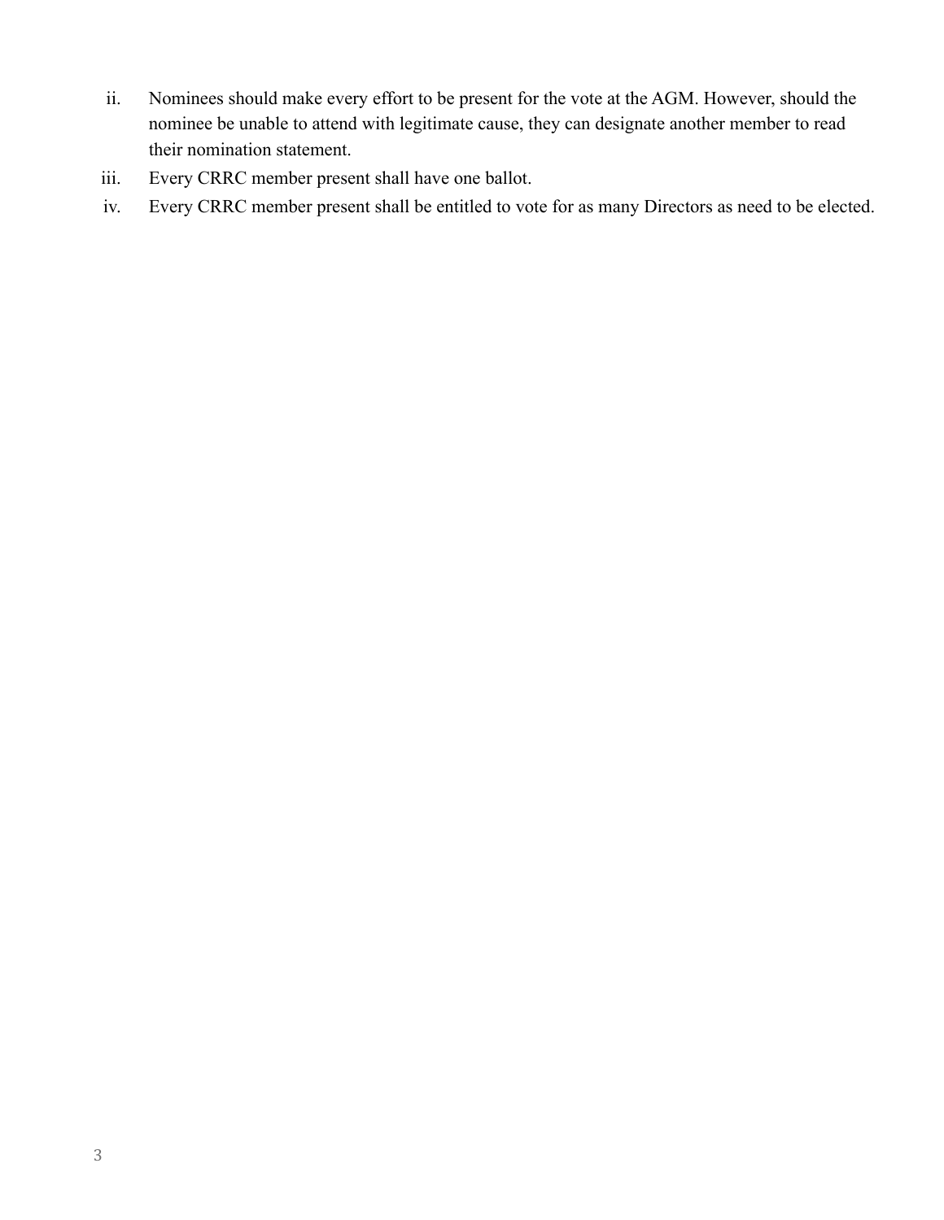ii. Nominees should make every effort to be present for the vote at the AGM. However, should the nominee be unable to attend with legitimate cause, they can designate another member to read their nomination statement.

iii. Every CRRC member present shall have one ballot.

iv. Every CRRC member present shall be entitled to vote for as many Directors as need to be elected.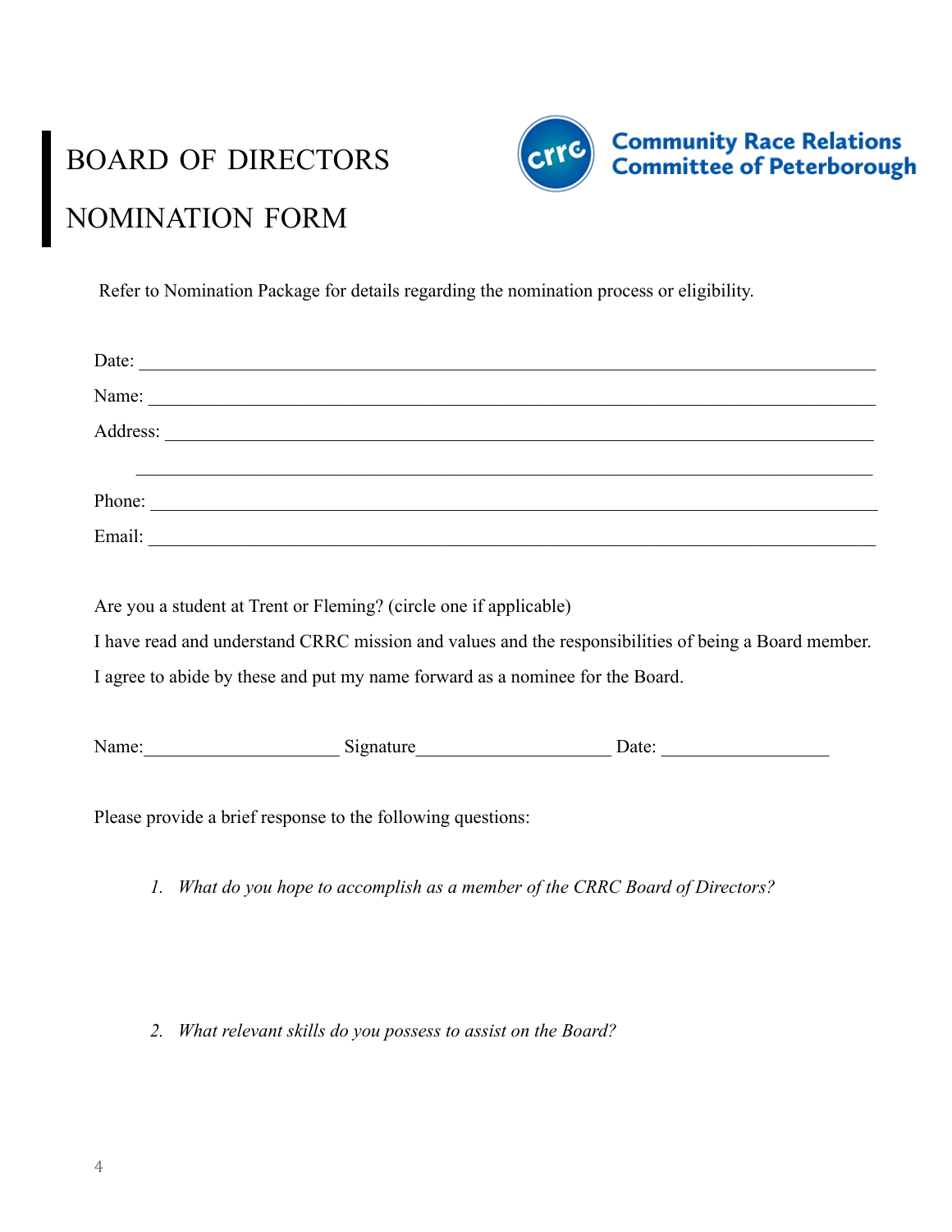# BOARD OF DIRECTORS NOMINATION FORM

Community Race Relations Committee of Peterborough

Refer to Nomination Package for details regarding the nomination process or eligibility.

Date: ______________________________________________________________________________

Name: ______________________________________________________________________________

Address: ____________________________________________________________________________

______________________________________________________________________________

Phone: ______________________________________________________________________________

Email: ______________________________________________________________________________

Are you a student at Trent or Fleming? (circle one if applicable)

I have read and understand CRRC mission and values and the responsibilities of being a Board member.

I agree to abide by these and put my name forward as a nominee for the Board.

Name:_____________________ Signature_____________________ Date: __________________

Please provide a brief response to the following questions:

1. *What do you hope to accomplish as a member of the CRRC Board of Directors?*

2. *What relevant skills do you possess to assist on the Board?*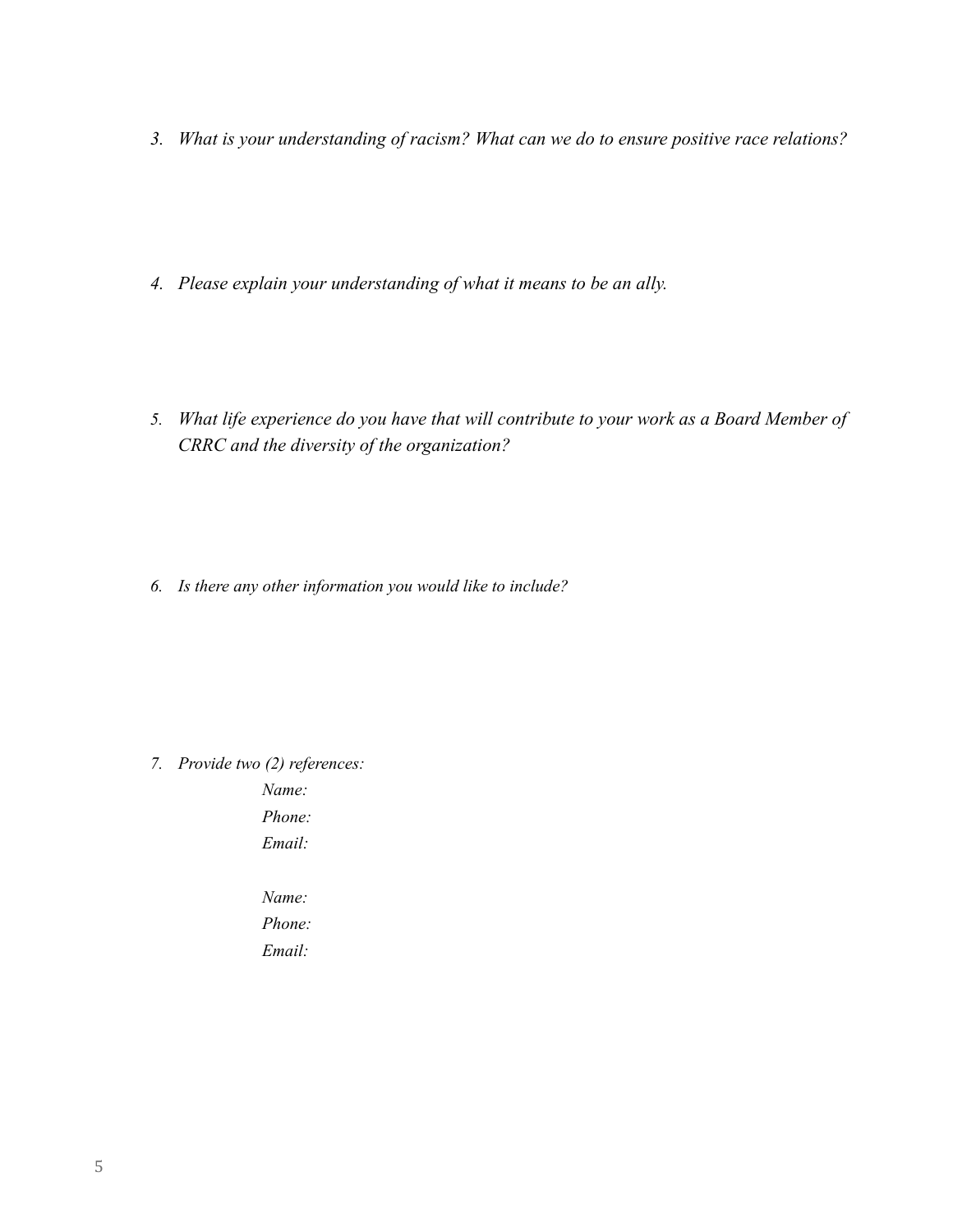3. *What is your understanding of racism? What can we do to ensure positive race relations?*

4. *Please explain your understanding of what it means to be an ally.*

5. *What life experience do you have that will contribute to your work as a Board Member of CRRC and the diversity of the organization?*

6. *Is there any other information you would like to include?*

7. *Provide two (2) references:*

   *Name:*
   *Phone:*
   *Email:*

   *Name:*
   *Phone:*
   *Email:*